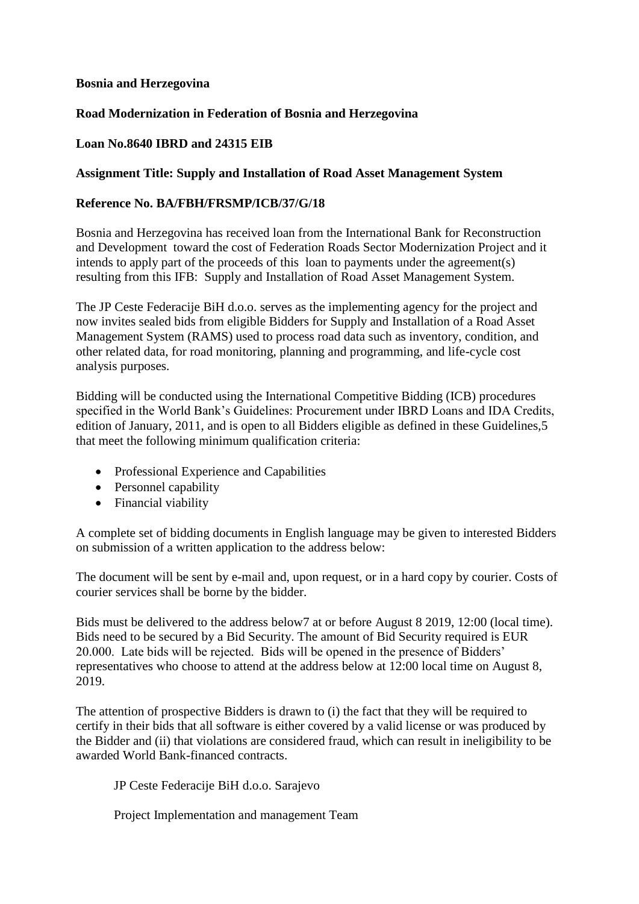**Bosnia and Herzegovina**

**Road Modernization in Federation of Bosnia and Herzegovina**

**Loan No.8640 IBRD and 24315 EIB**

**Assignment Title: Supply and Installation of Road Asset Management System**

**Reference No. BA/FBH/FRSMP/ICB/37/G/18**

Bosnia and Herzegovina has received loan from the International Bank for Reconstruction and Development toward the cost of Federation Roads Sector Modernization Project and it intends to apply part of the proceeds of this loan to payments under the agreement(s) resulting from this IFB: Supply and Installation of Road Asset Management System.

The JP Ceste Federacije BiH d.o.o. serves as the implementing agency for the project and now invites sealed bids from eligible Bidders for Supply and Installation of a Road Asset Management System (RAMS) used to process road data such as inventory, condition, and other related data, for road monitoring, planning and programming, and life-cycle cost analysis purposes.

Bidding will be conducted using the International Competitive Bidding (ICB) procedures specified in the World Bank's Guidelines: Procurement under IBRD Loans and IDA Credits, edition of January, 2011, and is open to all Bidders eligible as defined in these Guidelines,5 that meet the following minimum qualification criteria:

- Professional Experience and Capabilities
- Personnel capability
- Financial viability

A complete set of bidding documents in English language may be given to interested Bidders on submission of a written application to the address below:

The document will be sent by e-mail and, upon request, or in a hard copy by courier. Costs of courier services shall be borne by the bidder.

Bids must be delivered to the address below7 at or before August 8 2019, 12:00 (local time). Bids need to be secured by a Bid Security. The amount of Bid Security required is EUR 20.000. Late bids will be rejected. Bids will be opened in the presence of Bidders' representatives who choose to attend at the address below at 12:00 local time on August 8, 2019.

The attention of prospective Bidders is drawn to (i) the fact that they will be required to certify in their bids that all software is either covered by a valid license or was produced by the Bidder and (ii) that violations are considered fraud, which can result in ineligibility to be awarded World Bank-financed contracts.

JP Ceste Federacije BiH d.o.o. Sarajevo

Project Implementation and management Team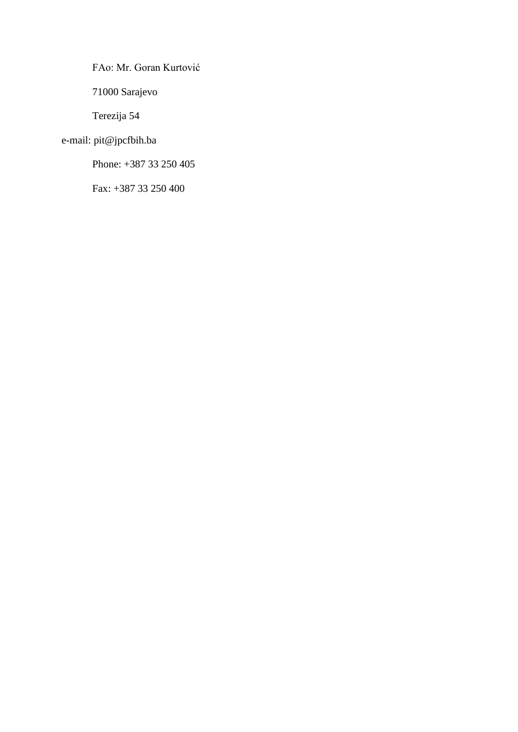FAo: Mr. Goran Kurtović

71000 Sarajevo

Terezija 54

e-mail: pit@jpcfbih.ba

Phone: +387 33 250 405

Fax: +387 33 250 400